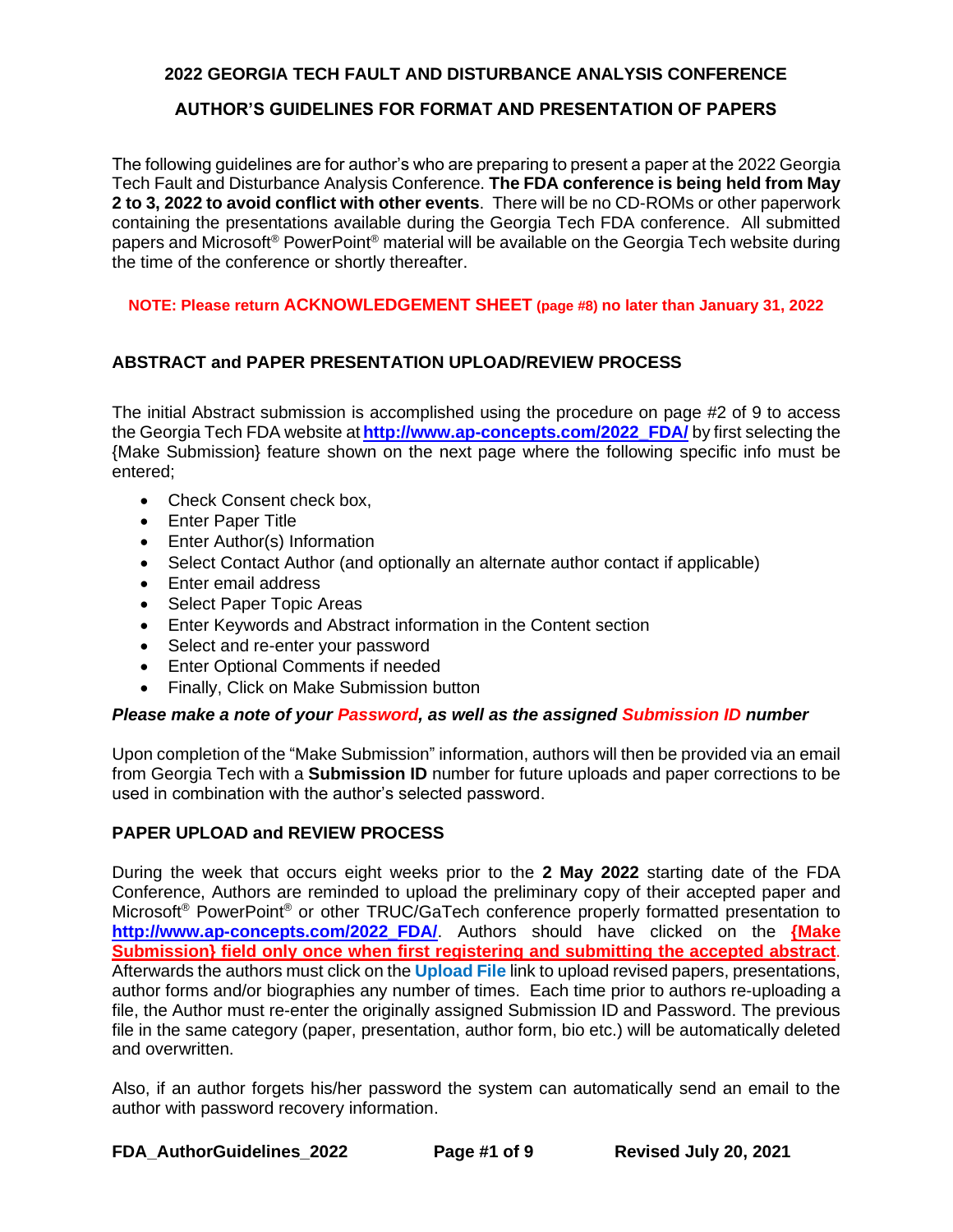# 2022 GEORGIA TECH FAULT AND DISTURBANCE ANALYSIS CONFERENCE

## AUTHOR'S GUIDELINES FOR FORMAT AND PRESENTATION OF PAPERS

The following guidelines are for author's who are preparing to present a paper at the 2022 Georgia Tech Fault and Disturbance Analysis Conference. **The FDA conference is being held from May 2 to 3, 2022 to avoid conflict with other events**. There will be no CD-ROMs or other paperwork containing the presentations available during the Georgia Tech FDA conference. All submitted papers and Microsoft® PowerPoint® material will be available on the Georgia Tech website during the time of the conference or shortly thereafter.

**NOTE: Please return ACKNOWLEDGEMENT SHEET (page #8) no later than January 31, 2022**

### ABSTRACT and PAPER PRESENTATION UPLOAD/REVIEW PROCESS

The initial Abstract submission is accomplished using the procedure on page #2 of 9 to access the Georgia Tech FDA website at **http://www.ap-concepts.com/2022_FDA/** by first selecting the {Make Submission} feature shown on the next page where the following specific info must be entered;

- Check Consent check box,
- Enter Paper Title
- Enter Author(s) Information
- Select Contact Author (and optionally an alternate author contact if applicable)
- Enter email address
- Select Paper Topic Areas
- Enter Keywords and Abstract information in the Content section
- Select and re-enter your password
- Enter Optional Comments if needed
- Finally, Click on Make Submission button

***Please make a note of your Password, as well as the assigned Submission ID number***

Upon completion of the "Make Submission" information, authors will then be provided via an email from Georgia Tech with a **Submission ID** number for future uploads and paper corrections to be used in combination with the author's selected password.

### PAPER UPLOAD and REVIEW PROCESS

During the week that occurs eight weeks prior to the **2 May 2022** starting date of the FDA Conference, Authors are reminded to upload the preliminary copy of their accepted paper and Microsoft® PowerPoint® or other TRUC/GaTech conference properly formatted presentation to **http://www.ap-concepts.com/2022_FDA/**. Authors should have clicked on the **{Make Submission} field only once when first registering and submitting the accepted abstract**. Afterwards the authors must click on the **Upload File** link to upload revised papers, presentations, author forms and/or biographies any number of times. Each time prior to authors re-uploading a file, the Author must re-enter the originally assigned Submission ID and Password. The previous file in the same category (paper, presentation, author form, bio etc.) will be automatically deleted and overwritten.

Also, if an author forgets his/her password the system can automatically send an email to the author with password recovery information.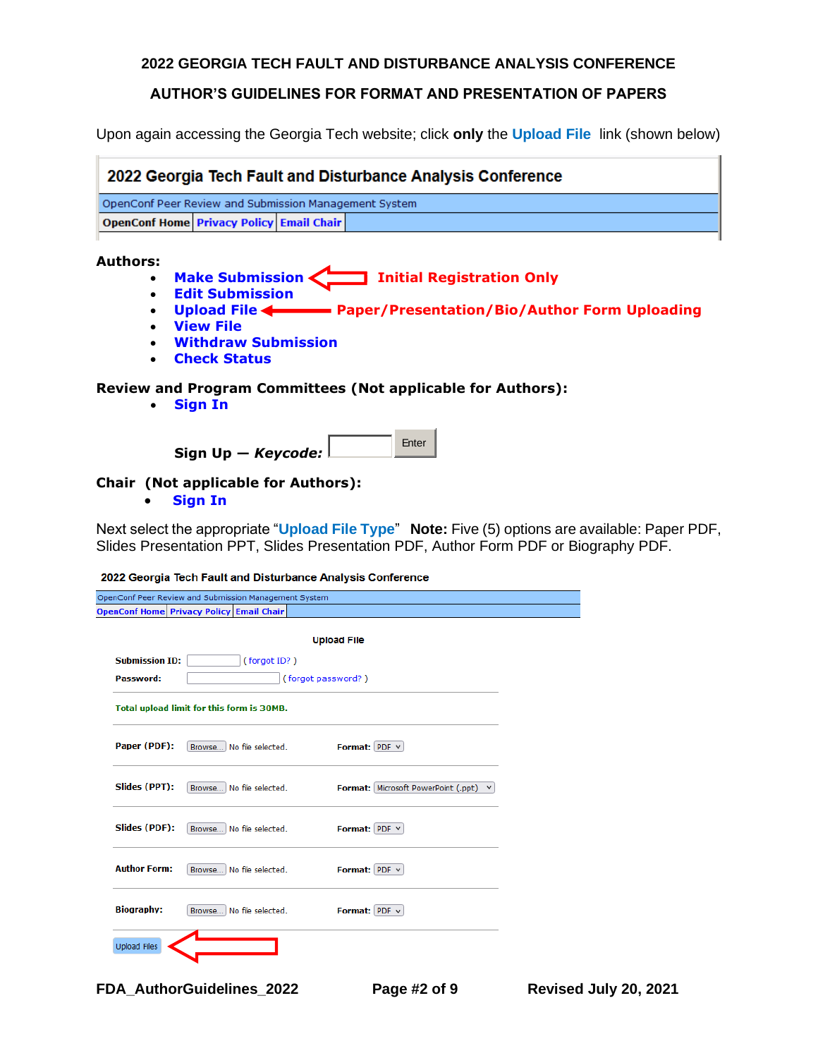## 2022 GEORGIA TECH FAULT AND DISTURBANCE ANALYSIS CONFERENCE

## AUTHOR'S GUIDELINES FOR FORMAT AND PRESENTATION OF PAPERS

Upon again accessing the Georgia Tech website; click **only** the **Upload File** link (shown below)

**2022 Georgia Tech Fault and Disturbance Analysis Conference**

OpenConf Peer Review and Submission Management System

OpenConf Home | Privacy Policy | Email Chair

**Authors:**

- **Make Submission** ⟵ **Initial Registration Only**
- **Edit Submission**
- **Upload File** ⟵ **Paper/Presentation/Bio/Author Form Uploading**
- **View File**
- **Withdraw Submission**
- **Check Status**

**Review and Program Committees (Not applicable for Authors):**

- **Sign In**

**Sign Up — *Keycode:*** [ ] Enter

**Chair (Not applicable for Authors):**

- **Sign In**

Next select the appropriate "**Upload File Type**" **Note:** Five (5) options are available: Paper PDF, Slides Presentation PPT, Slides Presentation PDF, Author Form PDF or Biography PDF.

**2022 Georgia Tech Fault and Disturbance Analysis Conference**

OpenConf Peer Review and Submission Management System

OpenConf Home | Privacy Policy | Email Chair

**Upload File**

**Submission ID:** [ ] ( forgot ID? )

**Password:** [ ] ( forgot password? )

**Total upload limit for this form is 30MB.**

| | | | |
|---|---|---|---|
| **Paper (PDF):** | Browse... No file selected. | **Format:** | PDF |
| **Slides (PPT):** | Browse... No file selected. | **Format:** | Microsoft PowerPoint (.ppt) |
| **Slides (PDF):** | Browse... No file selected. | **Format:** | PDF |
| **Author Form:** | Browse... No file selected. | **Format:** | PDF |
| **Biography:** | Browse... No file selected. | **Format:** | PDF |

Upload Files ⟵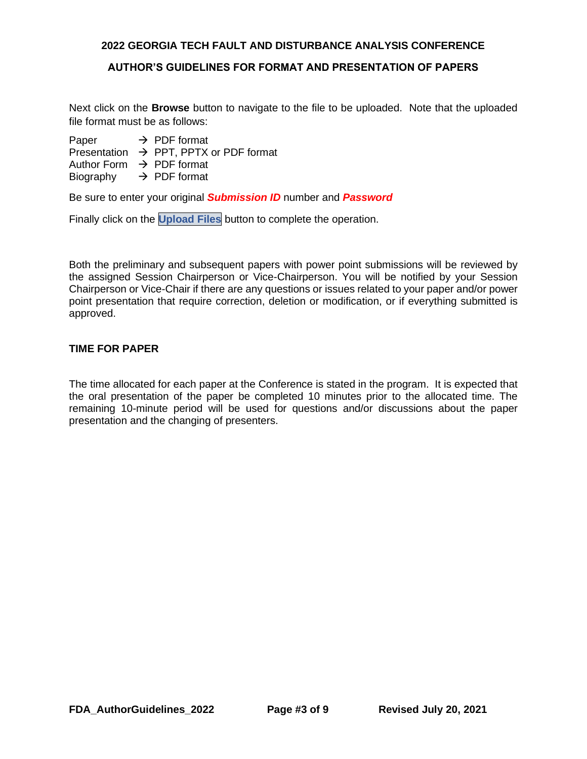Next click on the **Browse** button to navigate to the file to be uploaded. Note that the uploaded file format must be as follows:

Paper → PDF format
Presentation → PPT, PPTX or PDF format
Author Form → PDF format
Biography → PDF format

Be sure to enter your original ***Submission ID*** number and ***Password***

Finally click on the **Upload Files** button to complete the operation.

Both the preliminary and subsequent papers with power point submissions will be reviewed by the assigned Session Chairperson or Vice-Chairperson. You will be notified by your Session Chairperson or Vice-Chair if there are any questions or issues related to your paper and/or power point presentation that require correction, deletion or modification, or if everything submitted is approved.

## TIME FOR PAPER

The time allocated for each paper at the Conference is stated in the program. It is expected that the oral presentation of the paper be completed 10 minutes prior to the allocated time. The remaining 10-minute period will be used for questions and/or discussions about the paper presentation and the changing of presenters.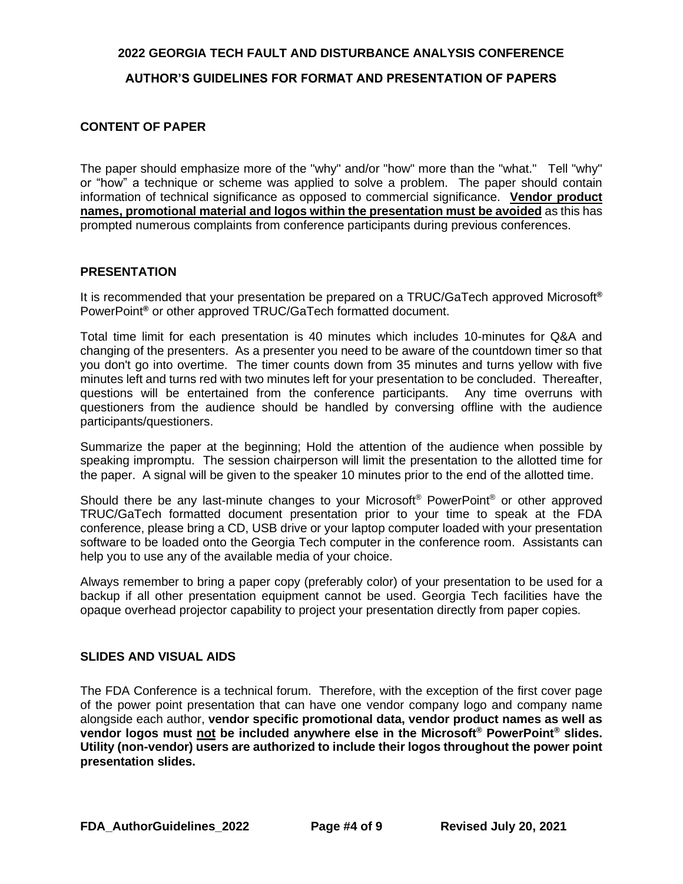# 2022 GEORGIA TECH FAULT AND DISTURBANCE ANALYSIS CONFERENCE

## AUTHOR'S GUIDELINES FOR FORMAT AND PRESENTATION OF PAPERS

### CONTENT OF PAPER

The paper should emphasize more of the "why" and/or "how" more than the "what." Tell "why" or "how" a technique or scheme was applied to solve a problem. The paper should contain information of technical significance as opposed to commercial significance. **Vendor product names, promotional material and logos within the presentation must be avoided** as this has prompted numerous complaints from conference participants during previous conferences.

### PRESENTATION

It is recommended that your presentation be prepared on a TRUC/GaTech approved Microsoft® PowerPoint® or other approved TRUC/GaTech formatted document.

Total time limit for each presentation is 40 minutes which includes 10-minutes for Q&A and changing of the presenters. As a presenter you need to be aware of the countdown timer so that you don't go into overtime. The timer counts down from 35 minutes and turns yellow with five minutes left and turns red with two minutes left for your presentation to be concluded. Thereafter, questions will be entertained from the conference participants. Any time overruns with questioners from the audience should be handled by conversing offline with the audience participants/questioners.

Summarize the paper at the beginning; Hold the attention of the audience when possible by speaking impromptu. The session chairperson will limit the presentation to the allotted time for the paper. A signal will be given to the speaker 10 minutes prior to the end of the allotted time.

Should there be any last-minute changes to your Microsoft® PowerPoint® or other approved TRUC/GaTech formatted document presentation prior to your time to speak at the FDA conference, please bring a CD, USB drive or your laptop computer loaded with your presentation software to be loaded onto the Georgia Tech computer in the conference room. Assistants can help you to use any of the available media of your choice.

Always remember to bring a paper copy (preferably color) of your presentation to be used for a backup if all other presentation equipment cannot be used. Georgia Tech facilities have the opaque overhead projector capability to project your presentation directly from paper copies.

### SLIDES AND VISUAL AIDS

The FDA Conference is a technical forum. Therefore, with the exception of the first cover page of the power point presentation that can have one vendor company logo and company name alongside each author, **vendor specific promotional data, vendor product names as well as vendor logos must not be included anywhere else in the Microsoft® PowerPoint® slides. Utility (non-vendor) users are authorized to include their logos throughout the power point presentation slides.**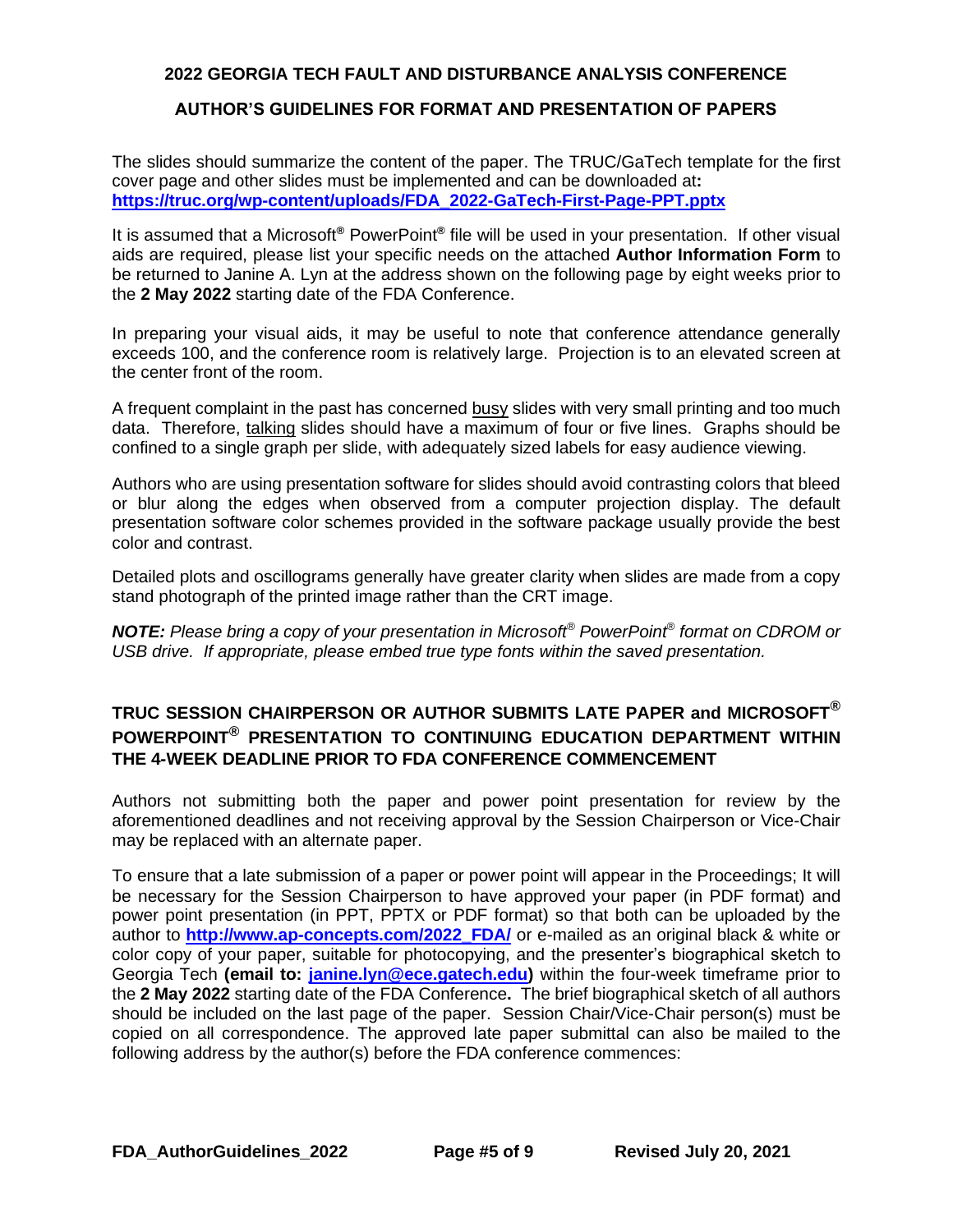**2022 GEORGIA TECH FAULT AND DISTURBANCE ANALYSIS CONFERENCE**

**AUTHOR'S GUIDELINES FOR FORMAT AND PRESENTATION OF PAPERS**

The slides should summarize the content of the paper. The TRUC/GaTech template for the first cover page and other slides must be implemented and can be downloaded at**:** **https://truc.org/wp-content/uploads/FDA_2022-GaTech-First-Page-PPT.pptx**

It is assumed that a Microsoft® PowerPoint® file will be used in your presentation. If other visual aids are required, please list your specific needs on the attached **Author Information Form** to be returned to Janine A. Lyn at the address shown on the following page by eight weeks prior to the **2 May 2022** starting date of the FDA Conference.

In preparing your visual aids, it may be useful to note that conference attendance generally exceeds 100, and the conference room is relatively large. Projection is to an elevated screen at the center front of the room.

A frequent complaint in the past has concerned busy slides with very small printing and too much data. Therefore, talking slides should have a maximum of four or five lines. Graphs should be confined to a single graph per slide, with adequately sized labels for easy audience viewing.

Authors who are using presentation software for slides should avoid contrasting colors that bleed or blur along the edges when observed from a computer projection display. The default presentation software color schemes provided in the software package usually provide the best color and contrast.

Detailed plots and oscillograms generally have greater clarity when slides are made from a copy stand photograph of the printed image rather than the CRT image.

***NOTE:*** *Please bring a copy of your presentation in Microsoft® PowerPoint® format on CDROM or USB drive. If appropriate, please embed true type fonts within the saved presentation.*

**TRUC SESSION CHAIRPERSON OR AUTHOR SUBMITS LATE PAPER and MICROSOFT® POWERPOINT® PRESENTATION TO CONTINUING EDUCATION DEPARTMENT WITHIN THE 4-WEEK DEADLINE PRIOR TO FDA CONFERENCE COMMENCEMENT**

Authors not submitting both the paper and power point presentation for review by the aforementioned deadlines and not receiving approval by the Session Chairperson or Vice-Chair may be replaced with an alternate paper.

To ensure that a late submission of a paper or power point will appear in the Proceedings; It will be necessary for the Session Chairperson to have approved your paper (in PDF format) and power point presentation (in PPT, PPTX or PDF format) so that both can be uploaded by the author to **http://www.ap-concepts.com/2022_FDA/** or e-mailed as an original black & white or color copy of your paper, suitable for photocopying, and the presenter's biographical sketch to Georgia Tech **(email to: janine.lyn@ece.gatech.edu)** within the four-week timeframe prior to the **2 May 2022** starting date of the FDA Conference**.** The brief biographical sketch of all authors should be included on the last page of the paper. Session Chair/Vice-Chair person(s) must be copied on all correspondence. The approved late paper submittal can also be mailed to the following address by the author(s) before the FDA conference commences: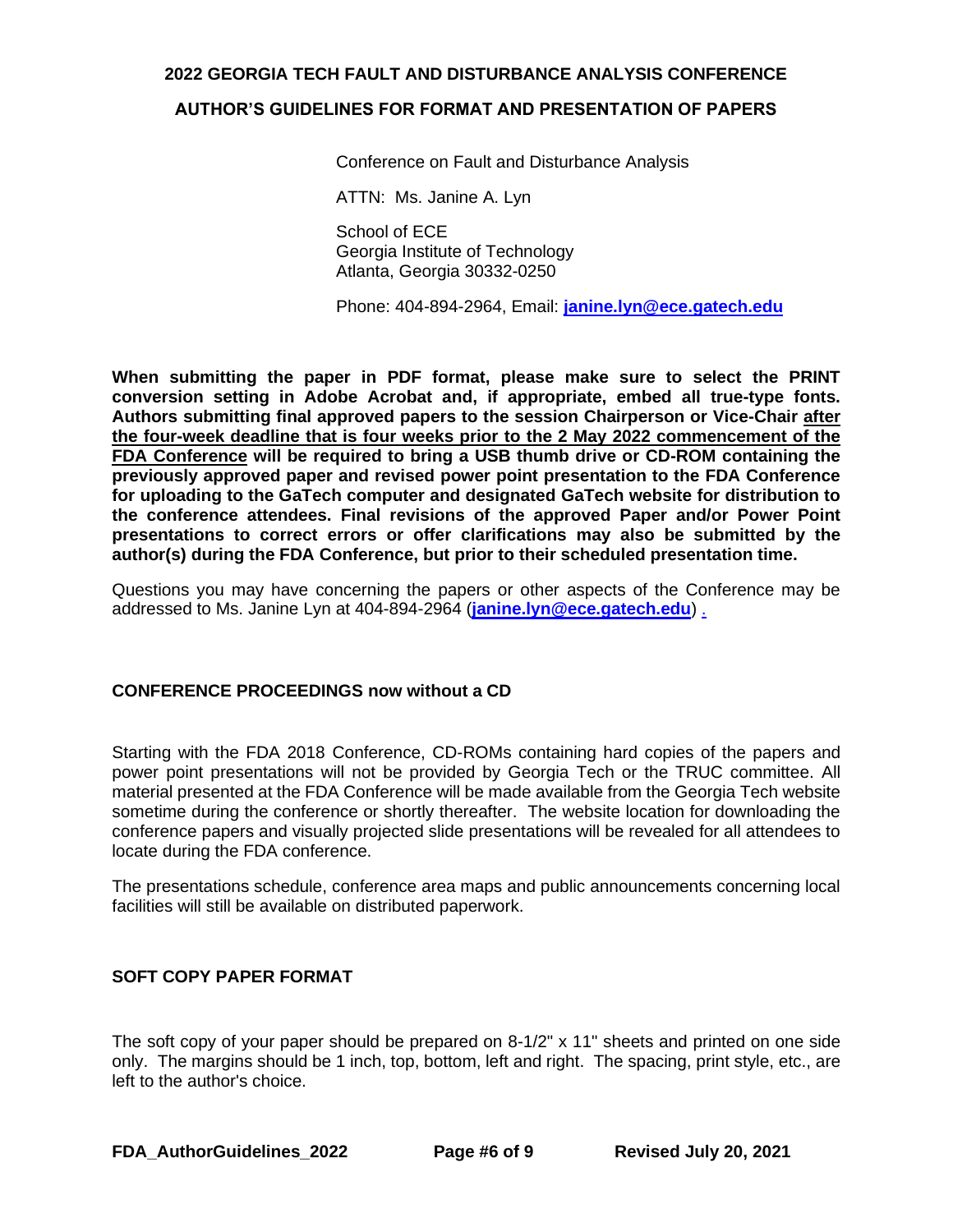Conference on Fault and Disturbance Analysis

ATTN: Ms. Janine A. Lyn

School of ECE
Georgia Institute of Technology
Atlanta, Georgia 30332-0250

Phone: 404-894-2964, Email: **janine.lyn@ece.gatech.edu**

**When submitting the paper in PDF format, please make sure to select the PRINT conversion setting in Adobe Acrobat and, if appropriate, embed all true-type fonts. Authors submitting final approved papers to the session Chairperson or Vice-Chair after the four-week deadline that is four weeks prior to the 2 May 2022 commencement of the FDA Conference will be required to bring a USB thumb drive or CD-ROM containing the previously approved paper and revised power point presentation to the FDA Conference for uploading to the GaTech computer and designated GaTech website for distribution to the conference attendees. Final revisions of the approved Paper and/or Power Point presentations to correct errors or offer clarifications may also be submitted by the author(s) during the FDA Conference, but prior to their scheduled presentation time.**

Questions you may have concerning the papers or other aspects of the Conference may be addressed to Ms. Janine Lyn at 404-894-2964 (**janine.lyn@ece.gatech.edu**) .

## CONFERENCE PROCEEDINGS now without a CD

Starting with the FDA 2018 Conference, CD-ROMs containing hard copies of the papers and power point presentations will not be provided by Georgia Tech or the TRUC committee. All material presented at the FDA Conference will be made available from the Georgia Tech website sometime during the conference or shortly thereafter. The website location for downloading the conference papers and visually projected slide presentations will be revealed for all attendees to locate during the FDA conference.

The presentations schedule, conference area maps and public announcements concerning local facilities will still be available on distributed paperwork.

## SOFT COPY PAPER FORMAT

The soft copy of your paper should be prepared on 8-1/2" x 11" sheets and printed on one side only. The margins should be 1 inch, top, bottom, left and right. The spacing, print style, etc., are left to the author's choice.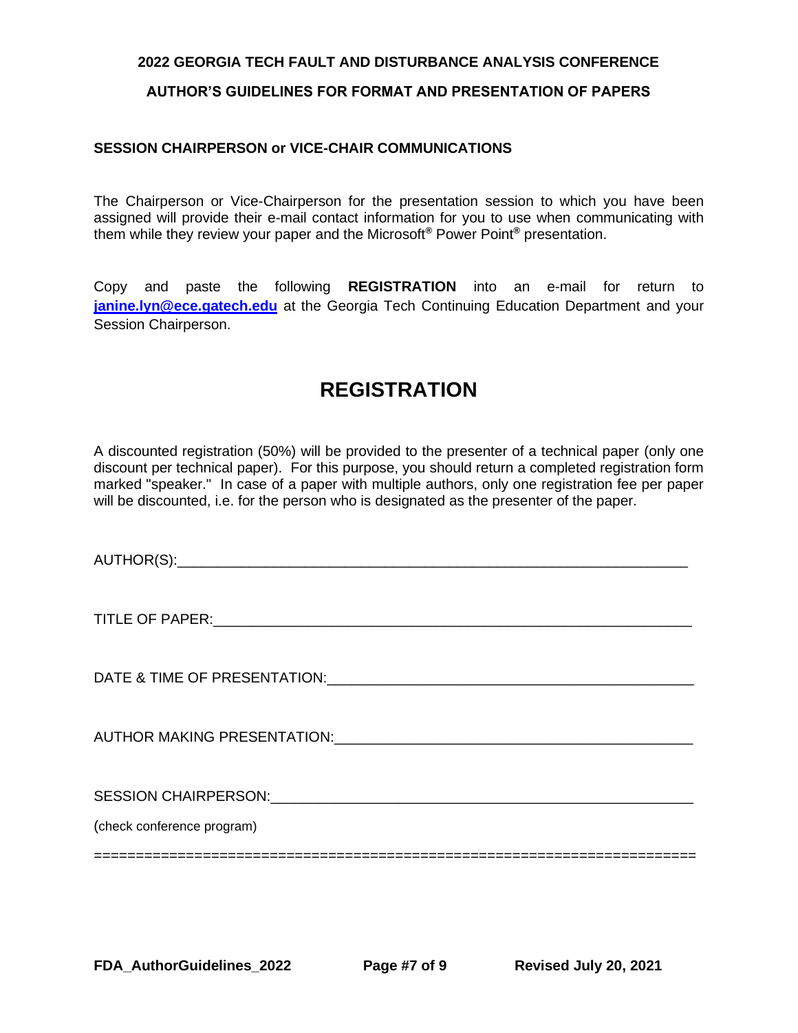## SESSION CHAIRPERSON or VICE-CHAIR COMMUNICATIONS

The Chairperson or Vice-Chairperson for the presentation session to which you have been assigned will provide their e-mail contact information for you to use when communicating with them while they review your paper and the Microsoft® Power Point® presentation.

Copy and paste the following **REGISTRATION** into an e-mail for return to **janine.lyn@ece.gatech.edu** at the Georgia Tech Continuing Education Department and your Session Chairperson.

# REGISTRATION

A discounted registration (50%) will be provided to the presenter of a technical paper (only one discount per technical paper). For this purpose, you should return a completed registration form marked "speaker." In case of a paper with multiple authors, only one registration fee per paper will be discounted, i.e. for the person who is designated as the presenter of the paper.

AUTHOR(S):_______________________________________________________________

TITLE OF PAPER:___________________________________________________________

DATE & TIME OF PRESENTATION:_____________________________________________

AUTHOR MAKING PRESENTATION:____________________________________________

SESSION CHAIRPERSON:____________________________________________________

(check conference program)

=========================================================================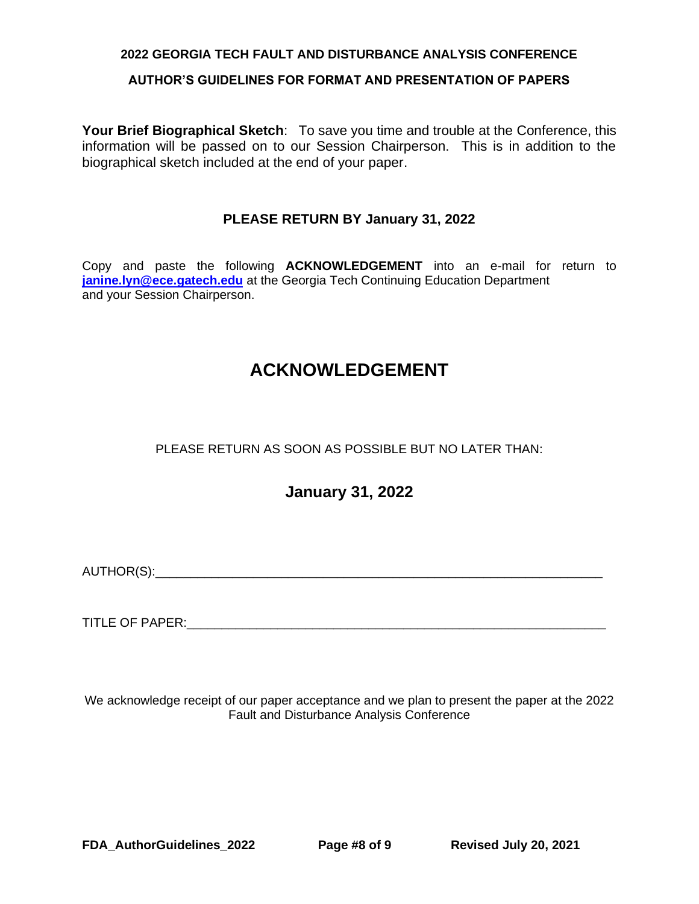**Your Brief Biographical Sketch**: To save you time and trouble at the Conference, this information will be passed on to our Session Chairperson. This is in addition to the biographical sketch included at the end of your paper.

**PLEASE RETURN BY January 31, 2022**

Copy and paste the following **ACKNOWLEDGEMENT** into an e-mail for return to **janine.lyn@ece.gatech.edu** at the Georgia Tech Continuing Education Department and your Session Chairperson.

# ACKNOWLEDGEMENT

PLEASE RETURN AS SOON AS POSSIBLE BUT NO LATER THAN:

## January 31, 2022

AUTHOR(S):_______________________________________________________________

TITLE OF PAPER:___________________________________________________________

We acknowledge receipt of our paper acceptance and we plan to present the paper at the 2022 Fault and Disturbance Analysis Conference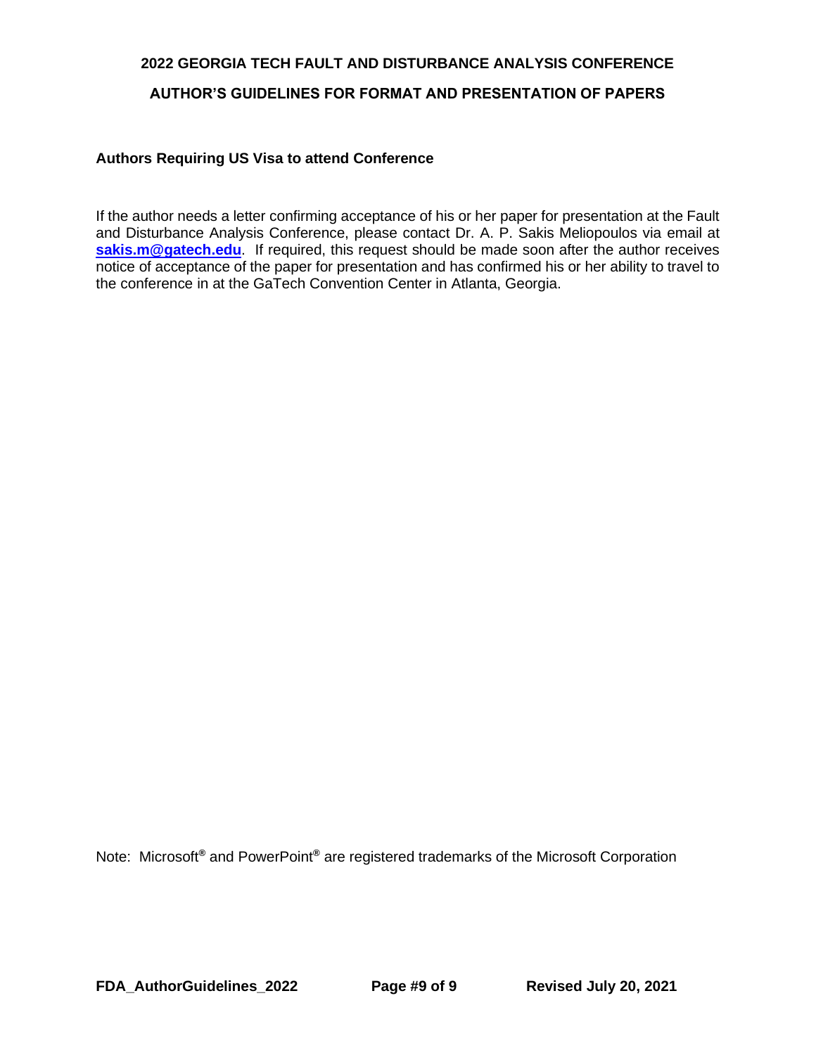### Authors Requiring US Visa to attend Conference

If the author needs a letter confirming acceptance of his or her paper for presentation at the Fault and Disturbance Analysis Conference, please contact Dr. A. P. Sakis Meliopoulos via email at **sakis.m@gatech.edu**. If required, this request should be made soon after the author receives notice of acceptance of the paper for presentation and has confirmed his or her ability to travel to the conference in at the GaTech Convention Center in Atlanta, Georgia.

Note: Microsoft® and PowerPoint® are registered trademarks of the Microsoft Corporation